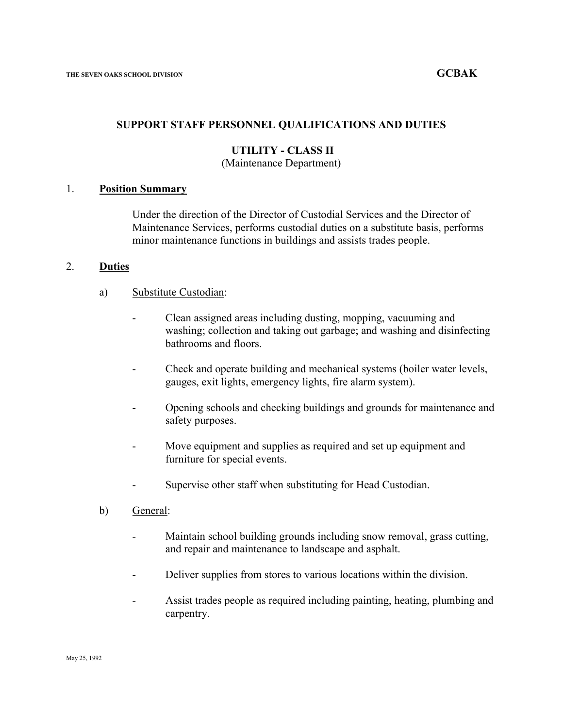## SUPPORT STAFF PERSONNEL QUALIFICATIONS AND DUTIES

### UTILITY - CLASS II

(Maintenance Department)

1. **Position Summary**

   Under the direction of the Director of Custodial Services and the Director of Maintenance Services, performs custodial duties on a substitute basis, performs minor maintenance functions in buildings and assists trades people.

2. **Duties**

   a) Substitute Custodian:

   - Clean assigned areas including dusting, mopping, vacuuming and washing; collection and taking out garbage; and washing and disinfecting bathrooms and floors.
   - Check and operate building and mechanical systems (boiler water levels, gauges, exit lights, emergency lights, fire alarm system).
   - Opening schools and checking buildings and grounds for maintenance and safety purposes.
   - Move equipment and supplies as required and set up equipment and furniture for special events.
   - Supervise other staff when substituting for Head Custodian.

   b) General:

   - Maintain school building grounds including snow removal, grass cutting, and repair and maintenance to landscape and asphalt.
   - Deliver supplies from stores to various locations within the division.
   - Assist trades people as required including painting, heating, plumbing and carpentry.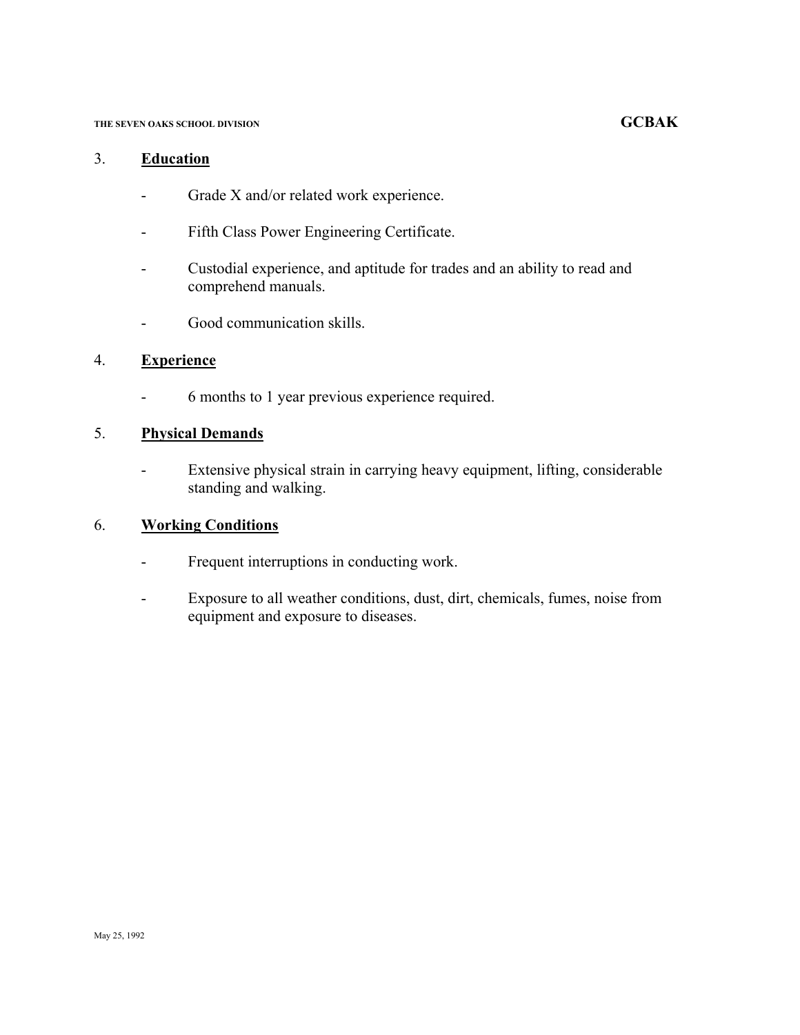3. **Education**

- Grade X and/or related work experience.
- Fifth Class Power Engineering Certificate.
- Custodial experience, and aptitude for trades and an ability to read and comprehend manuals.
- Good communication skills.

4. **Experience**

- 6 months to 1 year previous experience required.

5. **Physical Demands**

- Extensive physical strain in carrying heavy equipment, lifting, considerable standing and walking.

6. **Working Conditions**

- Frequent interruptions in conducting work.
- Exposure to all weather conditions, dust, dirt, chemicals, fumes, noise from equipment and exposure to diseases.

May 25, 1992